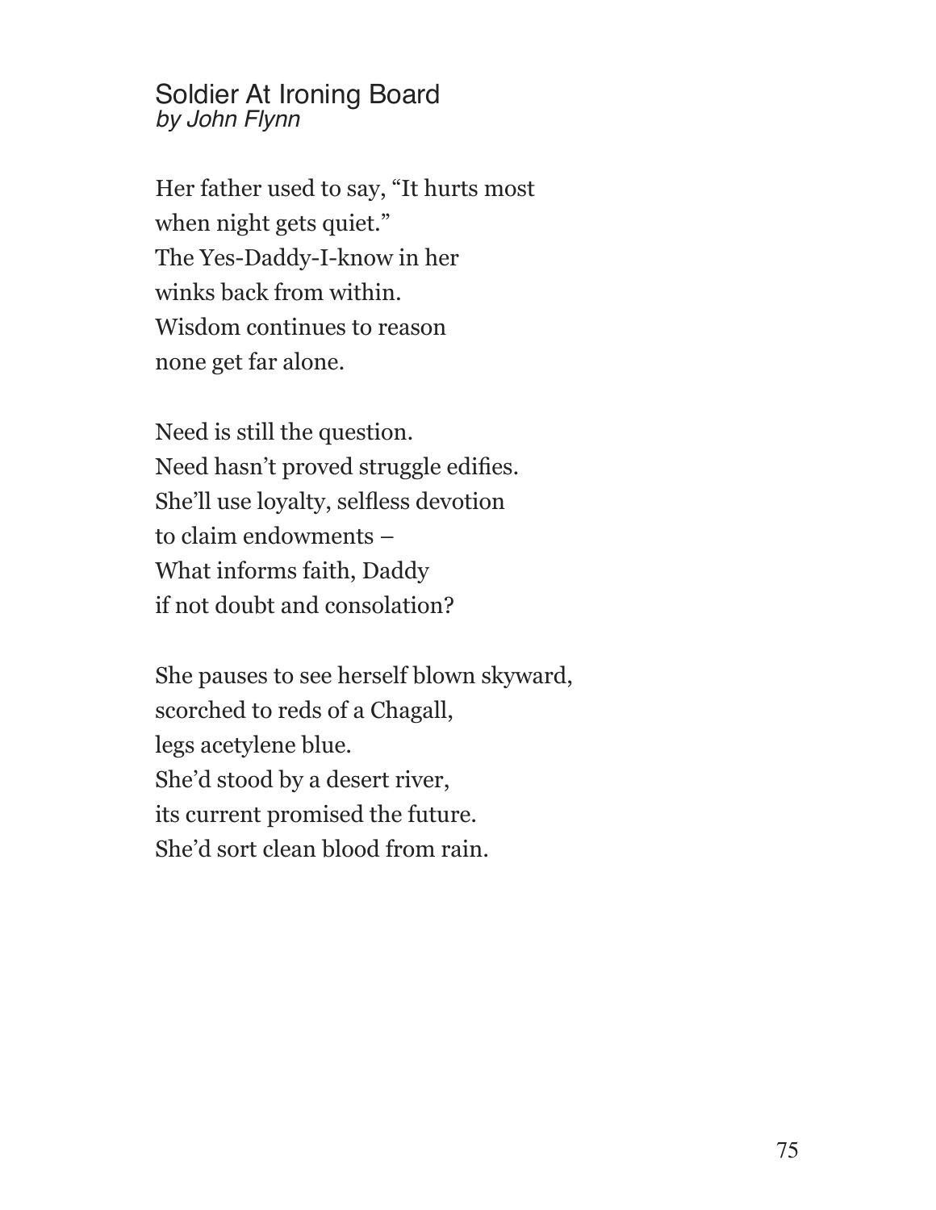# Soldier At Ironing Board

*by John Flynn*

Her father used to say, "It hurts most  
when night gets quiet."  
The Yes-Daddy-I-know in her  
winks back from within.  
Wisdom continues to reason  
none get far alone.

Need is still the question.  
Need hasn't proved struggle edifies.  
She'll use loyalty, selfless devotion  
to claim endowments –  
What informs faith, Daddy  
if not doubt and consolation?

She pauses to see herself blown skyward,  
scorched to reds of a Chagall,  
legs acetylene blue.  
She'd stood by a desert river,  
its current promised the future.  
She'd sort clean blood from rain.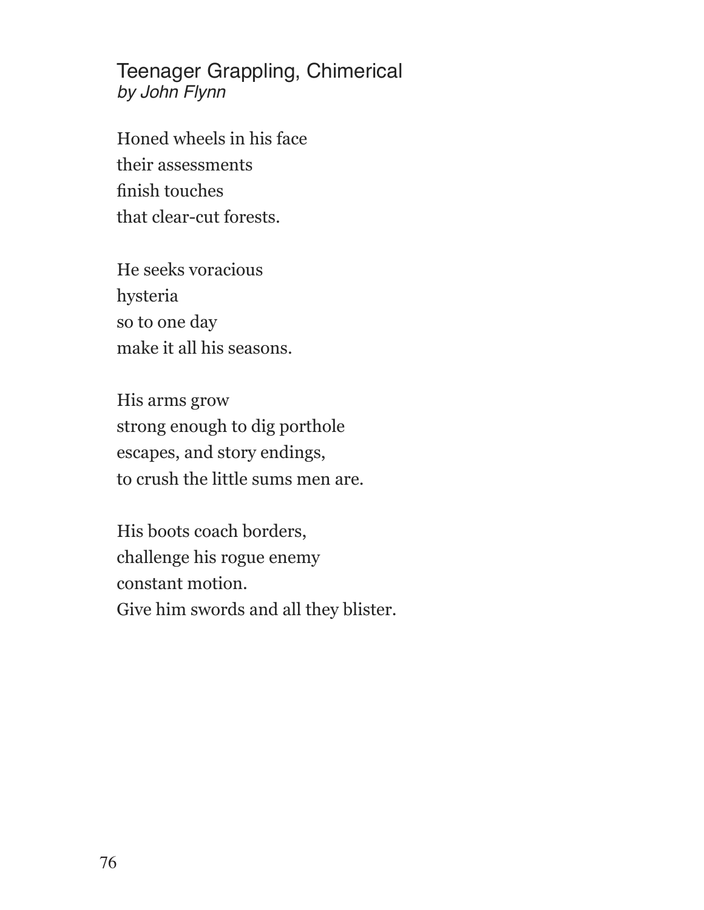## Teenager Grappling, Chimerical
*by John Flynn*

Honed wheels in his face  
their assessments  
finish touches  
that clear-cut forests.

He seeks voracious  
hysteria  
so to one day  
make it all his seasons.

His arms grow  
strong enough to dig porthole  
escapes, and story endings,  
to crush the little sums men are.

His boots coach borders,  
challenge his rogue enemy  
constant motion.  
Give him swords and all they blister.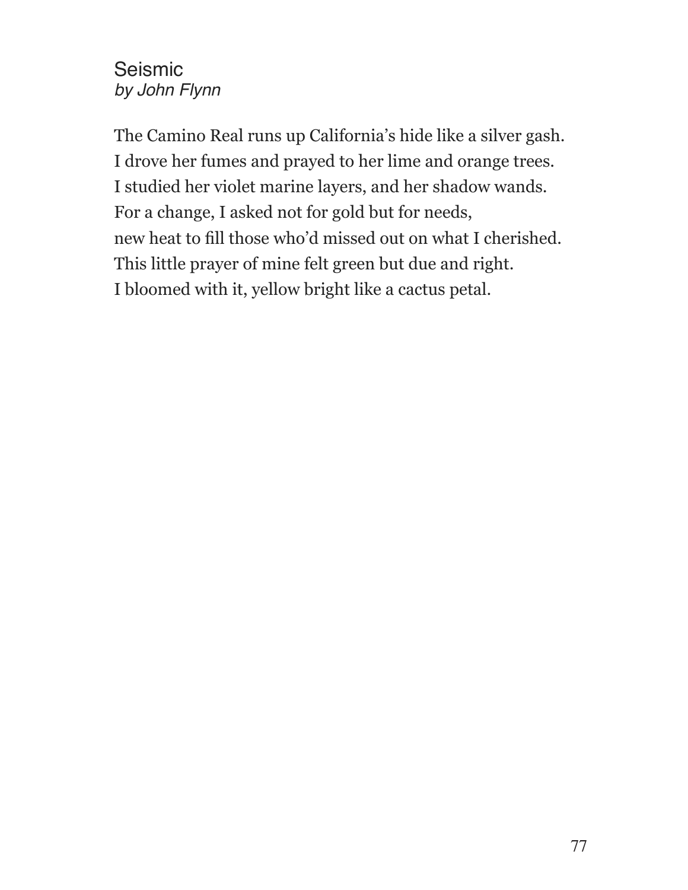## Seismic

*by John Flynn*

The Camino Real runs up California's hide like a silver gash.
I drove her fumes and prayed to her lime and orange trees.
I studied her violet marine layers, and her shadow wands.
For a change, I asked not for gold but for needs,
new heat to fill those who'd missed out on what I cherished.
This little prayer of mine felt green but due and right.
I bloomed with it, yellow bright like a cactus petal.